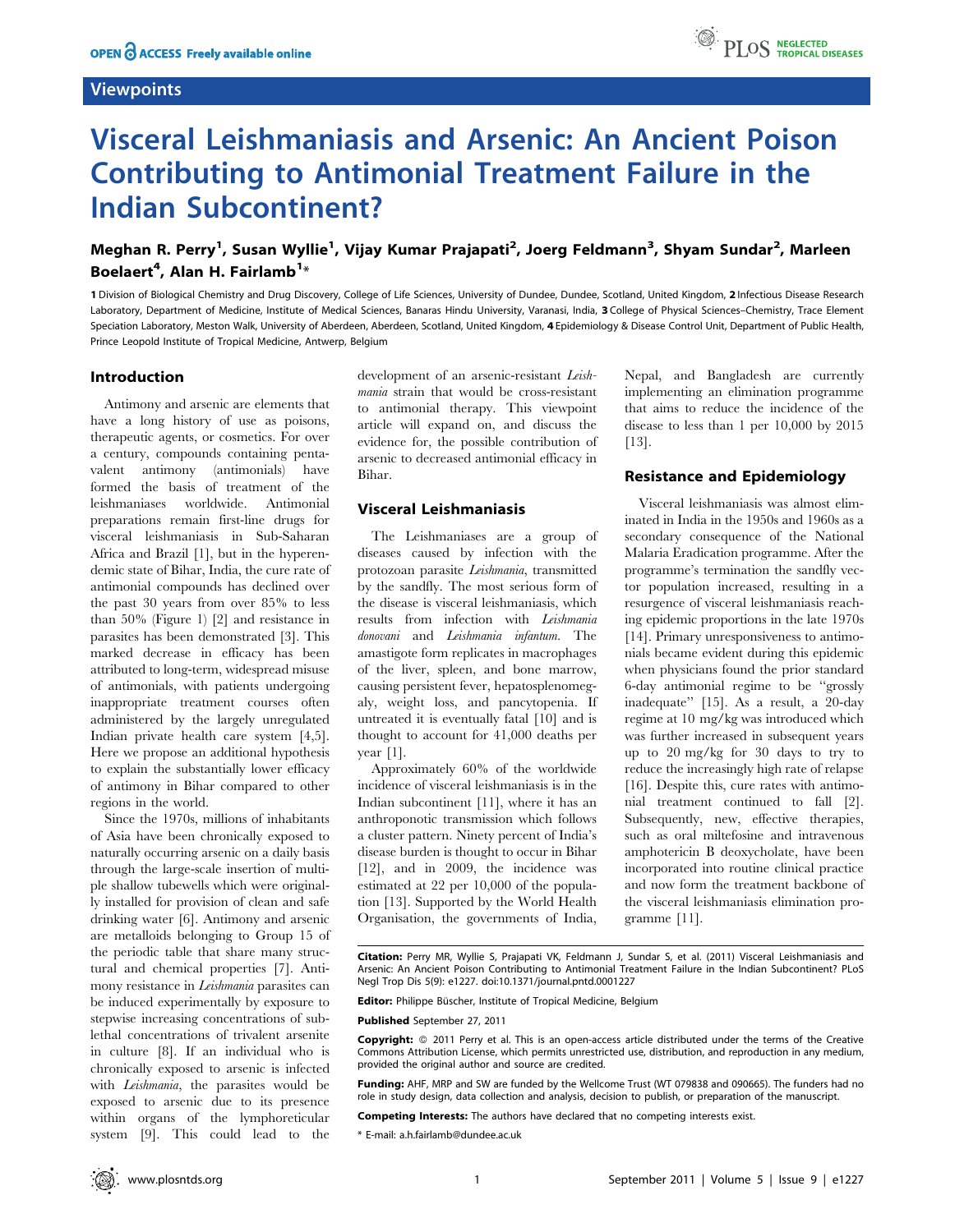Viewpoints

# Visceral Leishmaniasis and Arsenic: An Ancient Poison Contributing to Antimonial Treatment Failure in the Indian Subcontinent?

**Meghan R. Perry[1], Susan Wyllie[1], Vijay Kumar Prajapati[2], Joerg Feldmann[3], Shyam Sundar[2], Marleen Boelaert[4], Alan H. Fairlamb[1]***

**1** Division of Biological Chemistry and Drug Discovery, College of Life Sciences, University of Dundee, Dundee, Scotland, United Kingdom, **2** Infectious Disease Research Laboratory, Department of Medicine, Institute of Medical Sciences, Banaras Hindu University, Varanasi, India, **3** College of Physical Sciences–Chemistry, Trace Element Speciation Laboratory, Meston Walk, University of Aberdeen, Aberdeen, Scotland, United Kingdom, **4** Epidemiology & Disease Control Unit, Department of Public Health, Prince Leopold Institute of Tropical Medicine, Antwerp, Belgium

## Introduction

Antimony and arsenic are elements that have a long history of use as poisons, therapeutic agents, or cosmetics. For over a century, compounds containing pentavalent antimony (antimonials) have formed the basis of treatment of the leishmaniases worldwide. Antimonial preparations remain first-line drugs for visceral leishmaniasis in Sub-Saharan Africa and Brazil [1], but in the hyperendemic state of Bihar, India, the cure rate of antimonial compounds has declined over the past 30 years from over 85% to less than 50% (Figure 1) [2] and resistance in parasites has been demonstrated [3]. This marked decrease in efficacy has been attributed to long-term, widespread misuse of antimonials, with patients undergoing inappropriate treatment courses often administered by the largely unregulated Indian private health care system [4,5]. Here we propose an additional hypothesis to explain the substantially lower efficacy of antimony in Bihar compared to other regions in the world.

Since the 1970s, millions of inhabitants of Asia have been chronically exposed to naturally occurring arsenic on a daily basis through the large-scale insertion of multiple shallow tubewells which were originally installed for provision of clean and safe drinking water [6]. Antimony and arsenic are metalloids belonging to Group 15 of the periodic table that share many structural and chemical properties [7]. Antimony resistance in *Leishmania* parasites can be induced experimentally by exposure to stepwise increasing concentrations of sublethal concentrations of trivalent arsenite in culture [8]. If an individual who is chronically exposed to arsenic is infected with *Leishmania*, the parasites would be exposed to arsenic due to its presence within organs of the lymphoreticular system [9]. This could lead to the development of an arsenic-resistant *Leishmania* strain that would be cross-resistant to antimonial therapy. This viewpoint article will expand on, and discuss the evidence for, the possible contribution of arsenic to decreased antimonial efficacy in Bihar.

## Visceral Leishmaniasis

The Leishmaniases are a group of diseases caused by infection with the protozoan parasite *Leishmania*, transmitted by the sandfly. The most serious form of the disease is visceral leishmaniasis, which results from infection with *Leishmania donovani* and *Leishmania infantum*. The amastigote form replicates in macrophages of the liver, spleen, and bone marrow, causing persistent fever, hepatosplenomegaly, weight loss, and pancytopenia. If untreated it is eventually fatal [10] and is thought to account for 41,000 deaths per year [1].

Approximately 60% of the worldwide incidence of visceral leishmaniasis is in the Indian subcontinent [11], where it has an anthroponotic transmission which follows a cluster pattern. Ninety percent of India's disease burden is thought to occur in Bihar [12], and in 2009, the incidence was estimated at 22 per 10,000 of the population [13]. Supported by the World Health Organisation, the governments of India, Nepal, and Bangladesh are currently implementing an elimination programme that aims to reduce the incidence of the disease to less than 1 per 10,000 by 2015 [13].

## Resistance and Epidemiology

Visceral leishmaniasis was almost eliminated in India in the 1950s and 1960s as a secondary consequence of the National Malaria Eradication programme. After the programme's termination the sandfly vector population increased, resulting in a resurgence of visceral leishmaniasis reaching epidemic proportions in the late 1970s [14]. Primary unresponsiveness to antimonials became evident during this epidemic when physicians found the prior standard 6-day antimonial regime to be "grossly inadequate" [15]. As a result, a 20-day regime at 10 mg/kg was introduced which was further increased in subsequent years up to 20 mg/kg for 30 days to try to reduce the increasingly high rate of relapse [16]. Despite this, cure rates with antimonial treatment continued to fall [2]. Subsequently, new, effective therapies, such as oral miltefosine and intravenous amphotericin B deoxycholate, have been incorporated into routine clinical practice and now form the treatment backbone of the visceral leishmaniasis elimination programme [11].

**Citation:** Perry MR, Wyllie S, Prajapati VK, Feldmann J, Sundar S, et al. (2011) Visceral Leishmaniasis and Arsenic: An Ancient Poison Contributing to Antimonial Treatment Failure in the Indian Subcontinent? PLoS Negl Trop Dis 5(9): e1227. doi:10.1371/journal.pntd.0001227

**Editor:** Philippe Büscher, Institute of Tropical Medicine, Belgium

**Published** September 27, 2011

**Copyright:** © 2011 Perry et al. This is an open-access article distributed under the terms of the Creative Commons Attribution License, which permits unrestricted use, distribution, and reproduction in any medium, provided the original author and source are credited.

**Funding:** AHF, MRP and SW are funded by the Wellcome Trust (WT 079838 and 090665). The funders had no role in study design, data collection and analysis, decision to publish, or preparation of the manuscript.

**Competing Interests:** The authors have declared that no competing interests exist.

* E-mail: a.h.fairlamb@dundee.ac.uk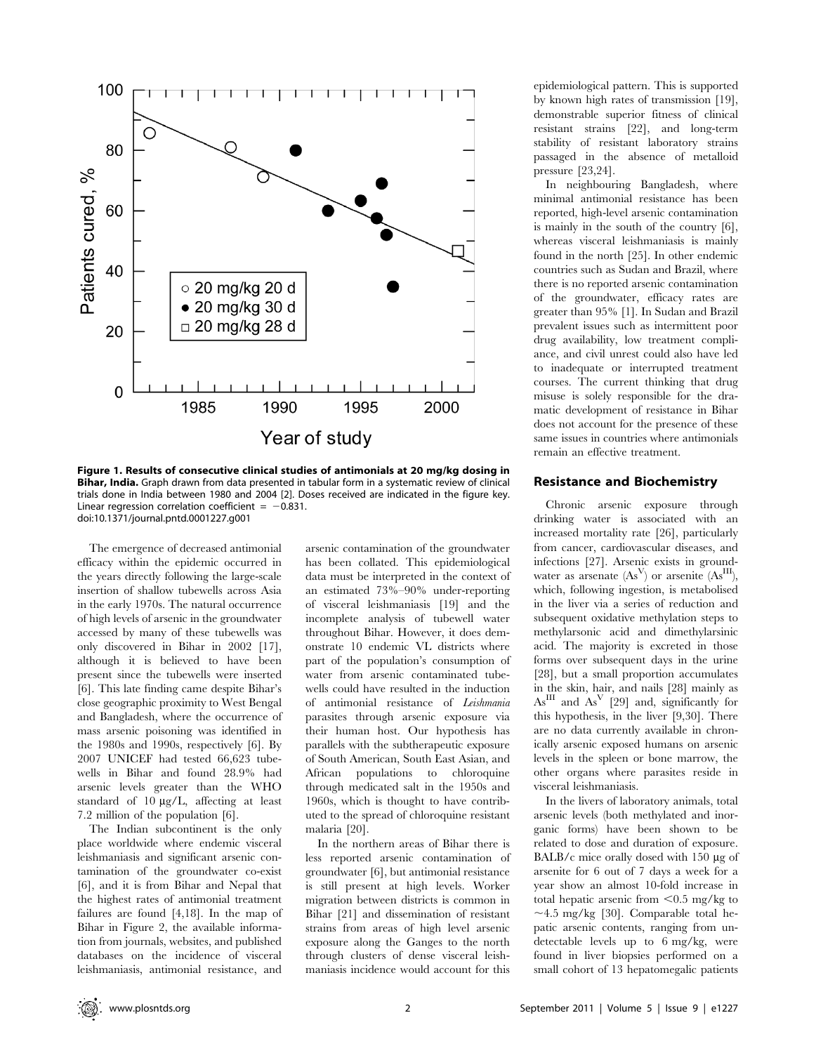**Figure 1. Results of consecutive clinical studies of antimonials at 20 mg/kg dosing in Bihar, India.** Graph drawn from data presented in tabular form in a systematic review of clinical trials done in India between 1980 and 2004 [2]. Doses received are indicated in the figure key. Linear regression correlation coefficient = −0.831.
doi:10.1371/journal.pntd.0001227.g001

The emergence of decreased antimonial efficacy within the epidemic occurred in the years directly following the large-scale insertion of shallow tubewells across Asia in the early 1970s. The natural occurrence of high levels of arsenic in the groundwater accessed by many of these tubewells was only discovered in Bihar in 2002 [17], although it is believed to have been present since the tubewells were inserted [6]. This late finding came despite Bihar's close geographic proximity to West Bengal and Bangladesh, where the occurrence of mass arsenic poisoning was identified in the 1980s and 1990s, respectively [6]. By 2007 UNICEF had tested 66,623 tubewells in Bihar and found 28.9% had arsenic levels greater than the WHO standard of 10 µg/L, affecting at least 7.2 million of the population [6].

The Indian subcontinent is the only place worldwide where endemic visceral leishmaniasis and significant arsenic contamination of the groundwater co-exist [6], and it is from Bihar and Nepal that the highest rates of antimonial treatment failures are found [4,18]. In the map of Bihar in Figure 2, the available information from journals, websites, and published databases on the incidence of visceral leishmaniasis, antimonial resistance, and arsenic contamination of the groundwater has been collated. This epidemiological data must be interpreted in the context of an estimated 73%–90% under-reporting of visceral leishmaniasis [19] and the incomplete analysis of tubewell water throughout Bihar. However, it does demonstrate 10 endemic VL districts where part of the population's consumption of water from arsenic contaminated tubewells could have resulted in the induction of antimonial resistance of *Leishmania* parasites through arsenic exposure via their human host. Our hypothesis has parallels with the subtherapeutic exposure of South American, South East Asian, and African populations to chloroquine through medicated salt in the 1950s and 1960s, which is thought to have contributed to the spread of chloroquine resistant malaria [20].

In the northern areas of Bihar there is less reported arsenic contamination of groundwater [6], but antimonial resistance is still present at high levels. Worker migration between districts is common in Bihar [21] and dissemination of resistant strains from areas of high level arsenic exposure along the Ganges to the north through clusters of dense visceral leishmaniasis incidence would account for this epidemiological pattern. This is supported by known high rates of transmission [19], demonstrable superior fitness of clinical resistant strains [22], and long-term stability of resistant laboratory strains passaged in the absence of metalloid pressure [23,24].

In neighbouring Bangladesh, where minimal antimonial resistance has been reported, high-level arsenic contamination is mainly in the south of the country [6], whereas visceral leishmaniasis is mainly found in the north [25]. In other endemic countries such as Sudan and Brazil, where there is no reported arsenic contamination of the groundwater, efficacy rates are greater than 95% [1]. In Sudan and Brazil prevalent issues such as intermittent poor drug availability, low treatment compliance, and civil unrest could also have led to inadequate or interrupted treatment courses. The current thinking that drug misuse is solely responsible for the dramatic development of resistance in Bihar does not account for the presence of these same issues in countries where antimonials remain an effective treatment.

## Resistance and Biochemistry

Chronic arsenic exposure through drinking water is associated with an increased mortality rate [26], particularly from cancer, cardiovascular diseases, and infections [27]. Arsenic exists in groundwater as arsenate ($As^{V}$) or arsenite ($As^{III}$), which, following ingestion, is metabolised in the liver via a series of reduction and subsequent oxidative methylation steps to methylarsonic acid and dimethylarsinic acid. The majority is excreted in those forms over subsequent days in the urine [28], but a small proportion accumulates in the skin, hair, and nails [28] mainly as $As^{III}$ and $As^{V}$ [29] and, significantly for this hypothesis, in the liver [9,30]. There are no data currently available in chronically arsenic exposed humans on arsenic levels in the spleen or bone marrow, the other organs where parasites reside in visceral leishmaniasis.

In the livers of laboratory animals, total arsenic levels (both methylated and inorganic forms) have been shown to be related to dose and duration of exposure. BALB/c mice orally dosed with 150 µg of arsenite for 6 out of 7 days a week for a year show an almost 10-fold increase in total hepatic arsenic from <0.5 mg/kg to ~4.5 mg/kg [30]. Comparable total hepatic arsenic contents, ranging from undetectable levels up to 6 mg/kg, were found in liver biopsies performed on a small cohort of 13 hepatomegalic patients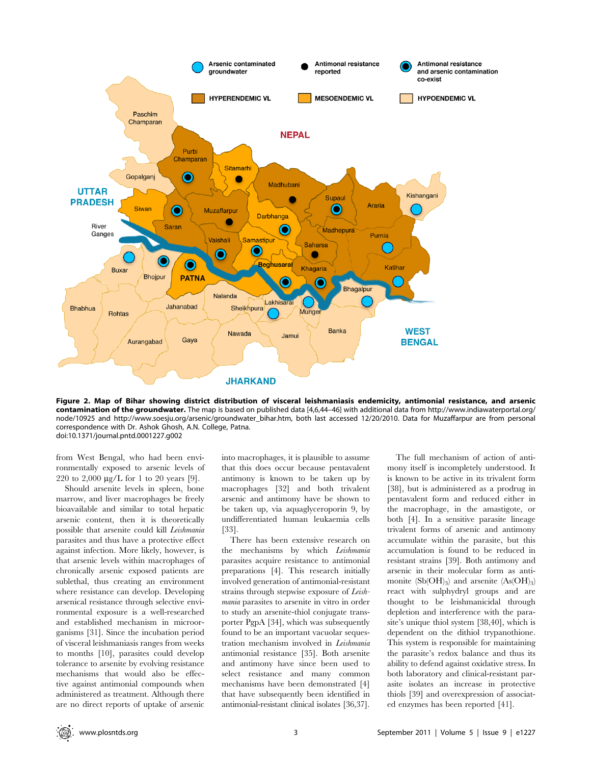**Figure 2. Map of Bihar showing district distribution of visceral leishmaniasis endemicity, antimonial resistance, and arsenic contamination of the groundwater.** The map is based on published data [4,6,44–46] with additional data from http://www.indiawaterportal.org/node/10925 and http://www.soesju.org/arsenic/groundwater_bihar.htm, both last accessed 12/20/2010. Data for Muzaffarpur are from personal correspondence with Dr. Ashok Ghosh, A.N. College, Patna.
doi:10.1371/journal.pntd.0001227.g002

from West Bengal, who had been environmentally exposed to arsenic levels of 220 to 2,000 µg/L for 1 to 20 years [9].

Should arsenite levels in spleen, bone marrow, and liver macrophages be freely bioavailable and similar to total hepatic arsenic content, then it is theoretically possible that arsenite could kill *Leishmania* parasites and thus have a protective effect against infection. More likely, however, is that arsenic levels within macrophages of chronically arsenic exposed patients are sublethal, thus creating an environment where resistance can develop. Developing arsenical resistance through selective environmental exposure is a well-researched and established mechanism in microorganisms [31]. Since the incubation period of visceral leishmaniasis ranges from weeks to months [10], parasites could develop tolerance to arsenite by evolving resistance mechanisms that would also be effective against antimonial compounds when administered as treatment. Although there are no direct reports of uptake of arsenic into macrophages, it is plausible to assume that this does occur because pentavalent antimony is known to be taken up by macrophages [32] and both trivalent arsenic and antimony have be shown to be taken up, via aquaglyceroporin 9, by undifferentiated human leukaemia cells [33].

There has been extensive research on the mechanisms by which *Leishmania* parasites acquire resistance to antimonial preparations [4]. This research initially involved generation of antimonial-resistant strains through stepwise exposure of *Leishmania* parasites to arsenite in vitro in order to study an arsenite-thiol conjugate transporter PgpA [34], which was subsequently found to be an important vacuolar sequestration mechanism involved in *Leishmania* antimonial resistance [35]. Both arsenite and antimony have since been used to select resistance and many common mechanisms have been demonstrated [4] that have subsequently been identified in antimonial-resistant clinical isolates [36,37].

The full mechanism of action of antimony itself is incompletely understood. It is known to be active in its trivalent form [38], but is administered as a prodrug in pentavalent form and reduced either in the macrophage, in the amastigote, or both [4]. In a sensitive parasite lineage trivalent forms of arsenic and antimony accumulate within the parasite, but this accumulation is found to be reduced in resistant strains [39]. Both antimony and arsenic in their molecular form as antimonite ($Sb(OH)_3$) and arsenite ($As(OH)_3$) react with sulphydryl groups and are thought to be leishmanicidal through depletion and interference with the parasite's unique thiol system [38,40], which is dependent on the dithiol trypanothione. This system is responsible for maintaining the parasite's redox balance and thus its ability to defend against oxidative stress. In both laboratory and clinical-resistant parasite isolates an increase in protective thiols [39] and overexpression of associated enzymes has been reported [41].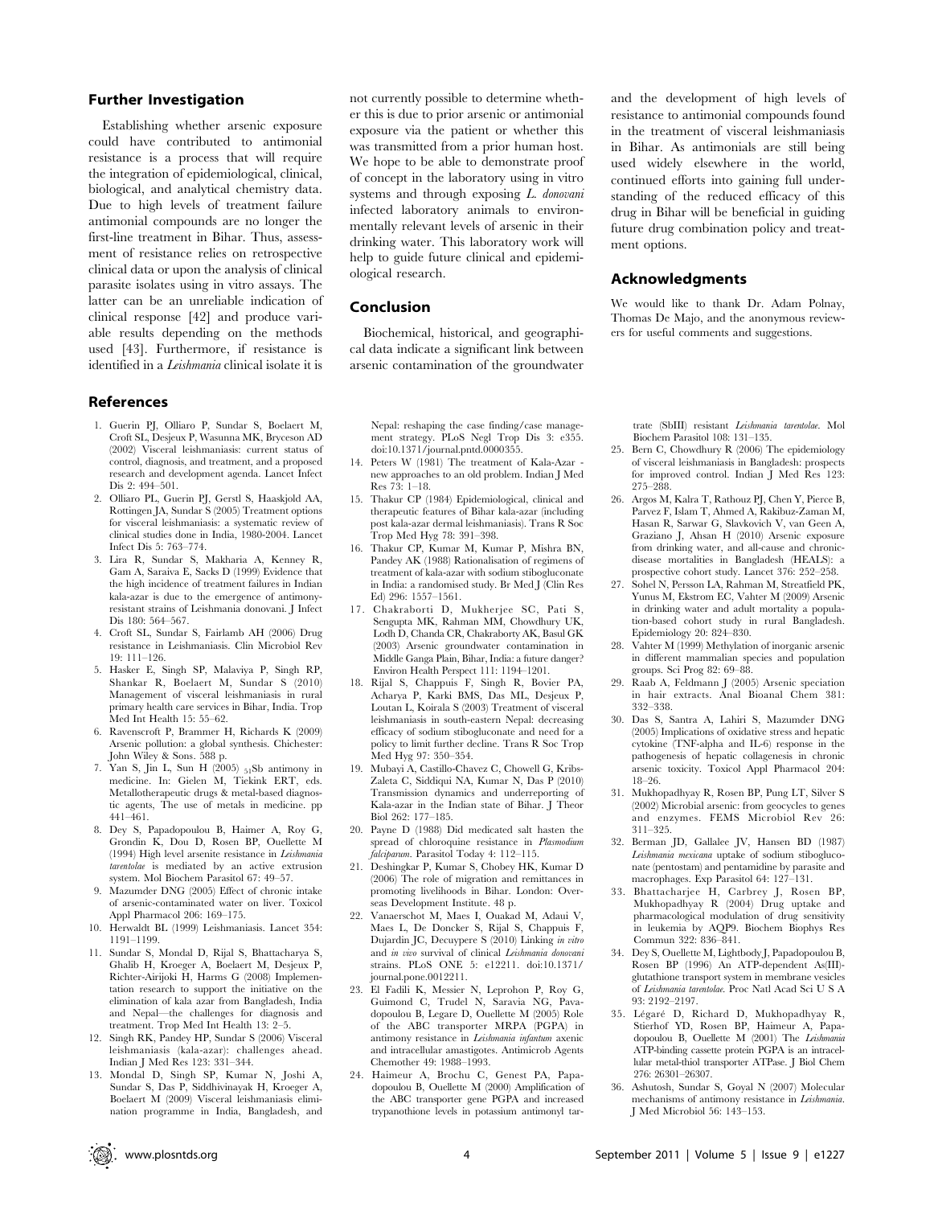## Further Investigation

Establishing whether arsenic exposure could have contributed to antimonial resistance is a process that will require the integration of epidemiological, clinical, biological, and analytical chemistry data. Due to high levels of treatment failure antimonial compounds are no longer the first-line treatment in Bihar. Thus, assessment of resistance relies on retrospective clinical data or upon the analysis of clinical parasite isolates using in vitro assays. The latter can be an unreliable indication of clinical response [42] and produce variable results depending on the methods used [43]. Furthermore, if resistance is identified in a *Leishmania* clinical isolate it is not currently possible to determine whether this is due to prior arsenic or antimonial exposure via the patient or whether this was transmitted from a prior human host. We hope to be able to demonstrate proof of concept in the laboratory using in vitro systems and through exposing *L. donovani* infected laboratory animals to environmentally relevant levels of arsenic in their drinking water. This laboratory work will help to guide future clinical and epidemiological research.

## Conclusion

Biochemical, historical, and geographical data indicate a significant link between arsenic contamination of the groundwater and the development of high levels of resistance to antimonial compounds found in the treatment of visceral leishmaniasis in Bihar. As antimonials are still being used widely elsewhere in the world, continued efforts into gaining full understanding of the reduced efficacy of this drug in Bihar will be beneficial in guiding future drug combination policy and treatment options.

## Acknowledgments

We would like to thank Dr. Adam Polnay, Thomas De Majo, and the anonymous reviewers for useful comments and suggestions.

## References

1. Guerin PJ, Olliaro P, Sundar S, Boelaert M, Croft SL, Desjeux P, Wasunna MK, Bryceson AD (2002) Visceral leishmaniasis: current status of control, diagnosis, and treatment, and a proposed research and development agenda. Lancet Infect Dis 2: 494–501.
2. Olliaro PL, Guerin PJ, Gerstl S, Haaskjold AA, Rottingen JA, Sundar S (2005) Treatment options for visceral leishmaniasis: a systematic review of clinical studies done in India, 1980-2004. Lancet Infect Dis 5: 763–774.
3. Lira R, Sundar S, Makharia A, Kenney R, Gam A, Saraiva E, Sacks D (1999) Evidence that the high incidence of treatment failures in Indian kala-azar is due to the emergence of antimony-resistant strains of Leishmania donovani. J Infect Dis 180: 564–567.
4. Croft SL, Sundar S, Fairlamb AH (2006) Drug resistance in Leishmaniasis. Clin Microbiol Rev 19: 111–126.
5. Hasker E, Singh SP, Malaviya P, Singh RP, Shankar R, Boelaert M, Sundar S (2010) Management of visceral leishmaniasis in rural primary health care services in Bihar, India. Trop Med Int Health 15: 55–62.
6. Ravenscroft P, Brammer H, Richards K (2009) Arsenic pollution: a global synthesis. Chichester: John Wiley & Sons. 588 p.
7. Yan S, Jin L, Sun H (2005) $_{51}$Sb antimony in medicine. In: Gielen M, Tiekink ERT, eds. Metallotherapeutic drugs & metal-based diagnostic agents, The use of metals in medicine. pp 441–461.
8. Dey S, Papadopoulou B, Haimer A, Roy G, Grondin K, Dou D, Rosen BP, Ouellette M (1994) High level arsenite resistance in *Leishmania tarentolae* is mediated by an active extrusion system. Mol Biochem Parasitol 67: 49–57.
9. Mazumder DNG (2005) Effect of chronic intake of arsenic-contaminated water on liver. Toxicol Appl Pharmacol 206: 169–175.
10. Herwaldt BL (1999) Leishmaniasis. Lancet 354: 1191–1199.
11. Sundar S, Mondal D, Rijal S, Bhattacharya S, Ghalib H, Kroeger A, Boelaert M, Desjeux P, Richter-Airijoki H, Harms G (2008) Implementation research to support the initiative on the elimination of kala azar from Bangladesh, India and Nepal—the challenges for diagnosis and treatment. Trop Med Int Health 13: 2–5.
12. Singh RK, Pandey HP, Sundar S (2006) Visceral leishmaniasis (kala-azar): challenges ahead. Indian J Med Res 123: 331–344.
13. Mondal D, Singh SP, Kumar N, Joshi A, Sundar S, Das P, Siddhivinayak H, Kroeger A, Boelaert M (2009) Visceral leishmaniasis elimination programme in India, Bangladesh, and Nepal: reshaping the case finding/case management strategy. PLoS Negl Trop Dis 3: e355. doi:10.1371/journal.pntd.0000355.
14. Peters W (1981) The treatment of Kala-Azar - new approaches to an old problem. Indian J Med Res 73: 1–18.
15. Thakur CP (1984) Epidemiological, clinical and therapeutic features of Bihar kala-azar (including post kala-azar dermal leishmaniasis). Trans R Soc Trop Med Hyg 78: 391–398.
16. Thakur CP, Kumar M, Kumar P, Mishra BN, Pandey AK (1988) Rationalisation of regimens of treatment of kala-azar with sodium stibogluconate in India: a randomised study. Br Med J (Clin Res Ed) 296: 1557–1561.
17. Chakraborti D, Mukherjee SC, Pati S, Sengupta MK, Rahman MM, Chowdhury UK, Lodh D, Chanda CR, Chakraborty AK, Basul GK (2003) Arsenic groundwater contamination in Middle Ganga Plain, Bihar, India: a future danger? Environ Health Perspect 111: 1194–1201.
18. Rijal S, Chappuis F, Singh R, Bovier PA, Acharya P, Karki BMS, Das ML, Desjeux P, Loutan L, Koirala S (2003) Treatment of visceral leishmaniasis in south-eastern Nepal: decreasing efficacy of sodium stibogluconate and need for a policy to limit further decline. Trans R Soc Trop Med Hyg 97: 350–354.
19. Mubayi A, Castillo-Chavez C, Chowell G, Kribs-Zaleta C, Siddiqui NA, Kumar N, Das P (2010) Transmission dynamics and underreporting of Kala-azar in the Indian state of Bihar. J Theor Biol 262: 177–185.
20. Payne D (1988) Did medicated salt hasten the spread of chloroquine resistance in *Plasmodium falciparum*. Parasitol Today 4: 112–115.
21. Deshingkar P, Kumar S, Chobey HK, Kumar D (2006) The role of migration and remittances in promoting livelihoods in Bihar. London: Overseas Development Institute. 48 p.
22. Vanaerschot M, Maes I, Ouakad M, Adaui V, Maes L, De Doncker S, Rijal S, Chappuis F, Dujardin JC, Decuypere S (2010) Linking *in vitro* and *in vivo* survival of clinical *Leishmania donovani* strains. PLoS ONE 5: e12211. doi:10.1371/journal.pone.0012211.
23. El Fadili K, Messier N, Leprohon P, Roy G, Guimond C, Trudel N, Saravia NG, Papadopoulou B, Legare D, Ouellette M (2005) Role of the ABC transporter MRPA (PGPA) in antimony resistance in *Leishmania infantum* axenic and intracellular amastigotes. Antimicrob Agents Chemother 49: 1988–1993.
24. Haimeur A, Brochu C, Genest PA, Papadopoulou B, Ouellette M (2000) Amplification of the ABC transporter gene PGPA and increased trypanothione levels in potassium antimonyl tartrate (SbIII) resistant *Leishmania tarentolae*. Mol Biochem Parasitol 108: 131–135.
25. Bern C, Chowdhury R (2006) The epidemiology of visceral leishmaniasis in Bangladesh: prospects for improved control. Indian J Med Res 123: 275–288.
26. Argos M, Kalra T, Rathouz PJ, Chen Y, Pierce B, Parvez F, Islam T, Ahmed A, Rakibuz-Zaman M, Hasan R, Sarwar G, Slavkovich V, van Geen A, Graziano J, Ahsan H (2010) Arsenic exposure from drinking water, and all-cause and chronic-disease mortalities in Bangladesh (HEALS): a prospective cohort study. Lancet 376: 252–258.
27. Sohel N, Persson LA, Rahman M, Streatfield PK, Yunus M, Ekstrom EC, Vahter M (2009) Arsenic in drinking water and adult mortality a population-based cohort study in rural Bangladesh. Epidemiology 20: 824–830.
28. Vahter M (1999) Methylation of inorganic arsenic in different mammalian species and population groups. Sci Prog 82: 69–88.
29. Raab A, Feldmann J (2005) Arsenic speciation in hair extracts. Anal Bioanal Chem 381: 332–338.
30. Das S, Santra A, Lahiri S, Mazumder DNG (2005) Implications of oxidative stress and hepatic cytokine (TNF-alpha and IL-6) response in the pathogenesis of hepatic collagenesis in chronic arsenic toxicity. Toxicol Appl Pharmacol 204: 18–26.
31. Mukhopadhyay R, Rosen BP, Pung LT, Silver S (2002) Microbial arsenic: from geocycles to genes and enzymes. FEMS Microbiol Rev 26: 311–325.
32. Berman JD, Gallalee JV, Hansen BD (1987) *Leishmania mexicana* uptake of sodium stibogluconate (pentostam) and pentamidine by parasite and macrophages. Exp Parasitol 64: 127–131.
33. Bhattacharjee H, Carbrey J, Rosen BP, Mukhopadhyay R (2004) Drug uptake and pharmacological modulation of drug sensitivity in leukemia by AQP9. Biochem Biophys Res Commun 322: 836–841.
34. Dey S, Ouellette M, Lightbody J, Papadopoulou B, Rosen BP (1996) An ATP-dependent As(III)-glutathione transport system in membrane vesicles of *Leishmania tarentolae*. Proc Natl Acad Sci U S A 93: 2192–2197.
35. Légaré D, Richard D, Mukhopadhyay R, Stierhof YD, Rosen BP, Haimeur A, Papadopoulou B, Ouellette M (2001) The *Leishmania* ATP-binding cassette protein PGPA is an intracellular metal-thiol transporter ATPase. J Biol Chem 276: 26301–26307.
36. Ashutosh, Sundar S, Goyal N (2007) Molecular mechanisms of antimony resistance in *Leishmania*. J Med Microbiol 56: 143–153.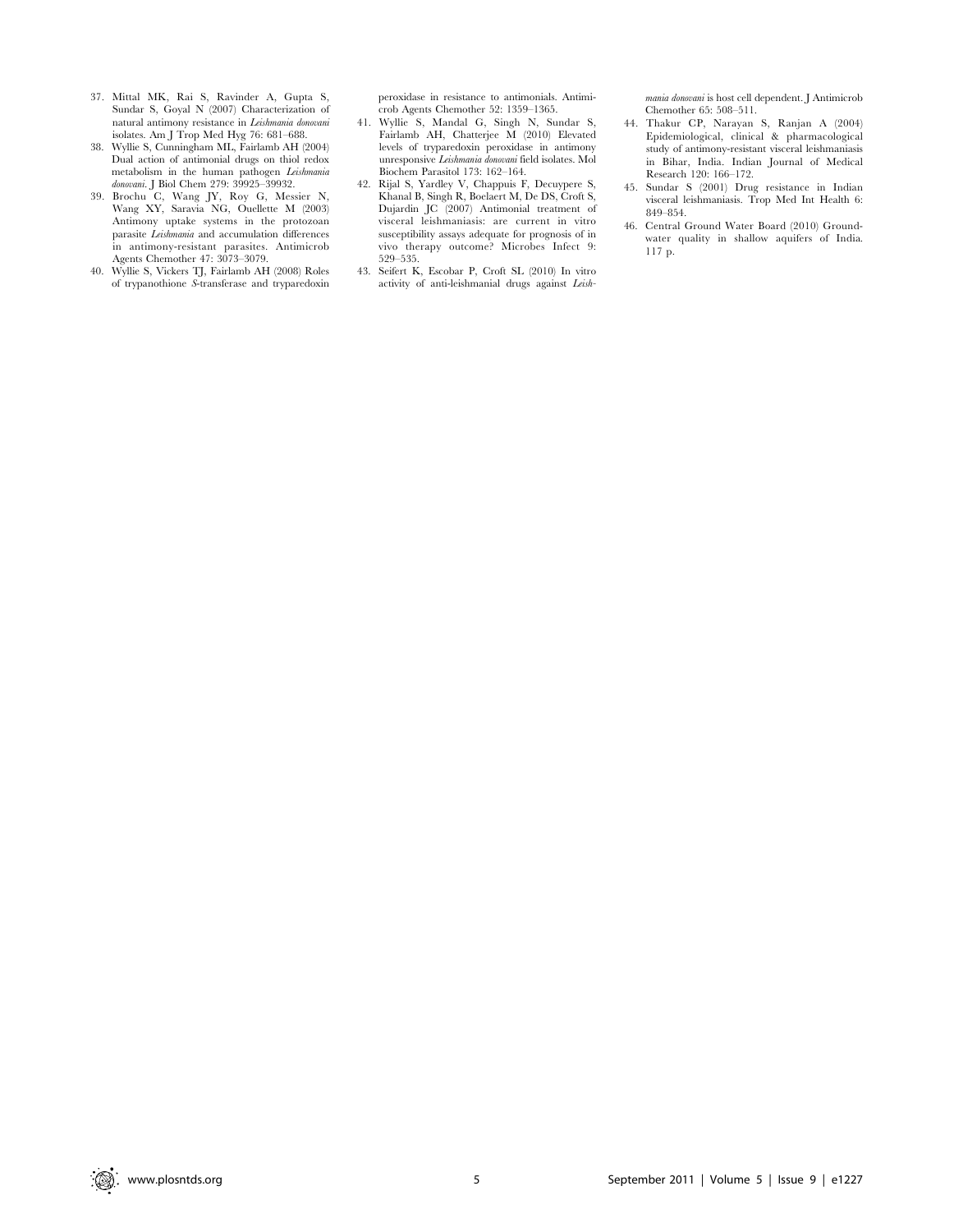37. Mittal MK, Rai S, Ravinder A, Gupta S, Sundar S, Goyal N (2007) Characterization of natural antimony resistance in *Leishmania donovani* isolates. Am J Trop Med Hyg 76: 681–688.
38. Wyllie S, Cunningham ML, Fairlamb AH (2004) Dual action of antimonial drugs on thiol redox metabolism in the human pathogen *Leishmania donovani*. J Biol Chem 279: 39925–39932.
39. Brochu C, Wang JY, Roy G, Messier N, Wang XY, Saravia NG, Ouellette M (2003) Antimony uptake systems in the protozoan parasite *Leishmania* and accumulation differences in antimony-resistant parasites. Antimicrob Agents Chemother 47: 3073–3079.
40. Wyllie S, Vickers TJ, Fairlamb AH (2008) Roles of trypanothione *S*-transferase and tryparedoxin peroxidase in resistance to antimonials. Antimicrob Agents Chemother 52: 1359–1365.
41. Wyllie S, Mandal G, Singh N, Sundar S, Fairlamb AH, Chatterjee M (2010) Elevated levels of tryparedoxin peroxidase in antimony unresponsive *Leishmania donovani* field isolates. Mol Biochem Parasitol 173: 162–164.
42. Rijal S, Yardley V, Chappuis F, Decuypere S, Khanal B, Singh R, Boelaert M, De DS, Croft S, Dujardin JC (2007) Antimonial treatment of visceral leishmaniasis: are current in vitro susceptibility assays adequate for prognosis of in vivo therapy outcome? Microbes Infect 9: 529–535.
43. Seifert K, Escobar P, Croft SL (2010) In vitro activity of anti-leishmanial drugs against *Leishmania donovani* is host cell dependent. J Antimicrob Chemother 65: 508–511.
44. Thakur CP, Narayan S, Ranjan A (2004) Epidemiological, clinical & pharmacological study of antimony-resistant visceral leishmaniasis in Bihar, India. Indian Journal of Medical Research 120: 166–172.
45. Sundar S (2001) Drug resistance in Indian visceral leishmaniasis. Trop Med Int Health 6: 849–854.
46. Central Ground Water Board (2010) Ground-water quality in shallow aquifers of India. 117 p.